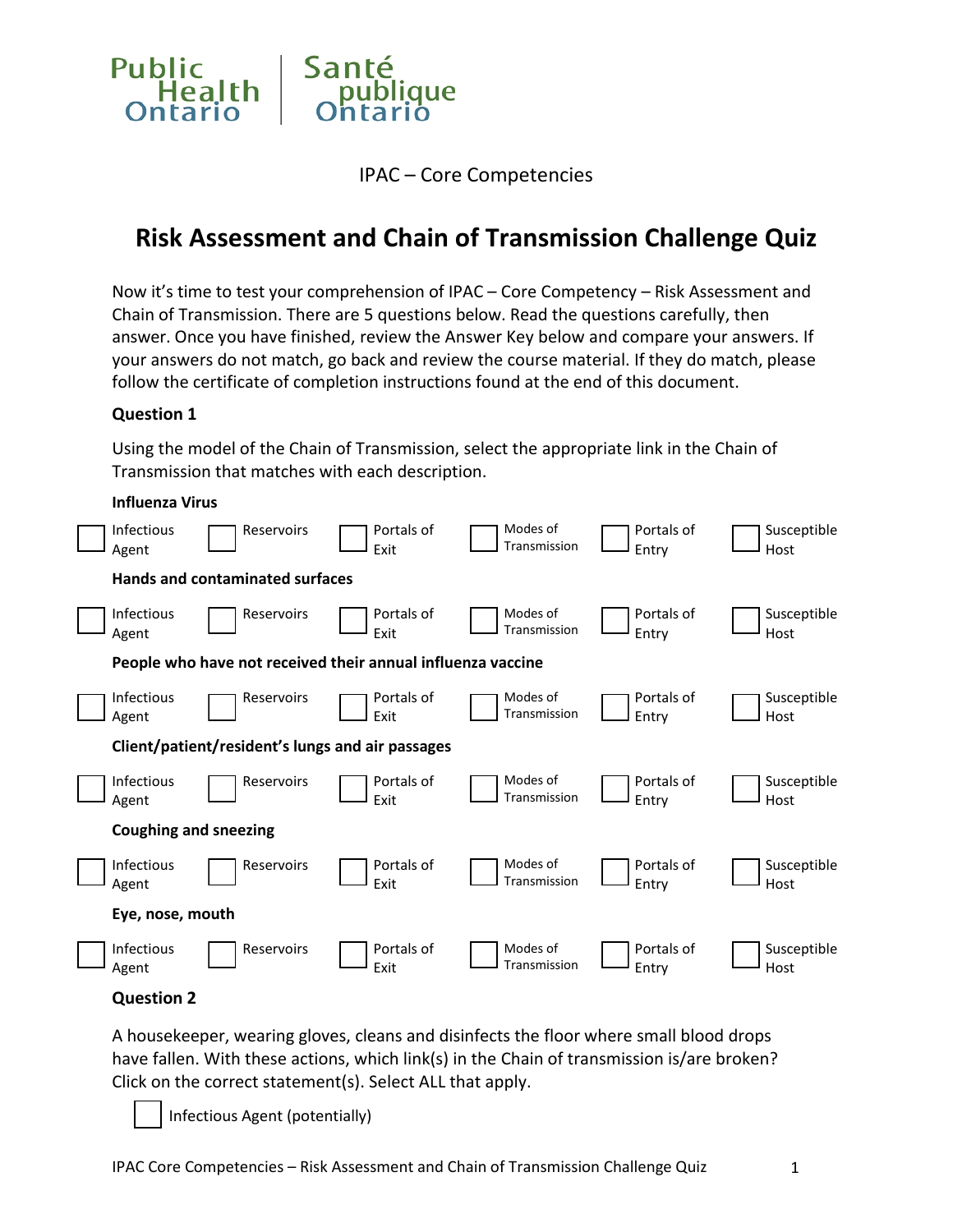Public Health Ontario | Santé publique Ontario

IPAC – Core Competencies

# Risk Assessment and Chain of Transmission Challenge Quiz

Now it's time to test your comprehension of IPAC – Core Competency – Risk Assessment and Chain of Transmission. There are 5 questions below. Read the questions carefully, then answer. Once you have finished, review the Answer Key below and compare your answers. If your answers do not match, go back and review the course material. If they do match, please follow the certificate of completion instructions found at the end of this document.

**Question 1**

Using the model of the Chain of Transmission, select the appropriate link in the Chain of Transmission that matches with each description.

**Influenza Virus**

☐ Infectious Agent ☐ Reservoirs ☐ Portals of Exit ☐ Modes of Transmission ☐ Portals of Entry ☐ Susceptible Host

**Hands and contaminated surfaces**

☐ Infectious Agent ☐ Reservoirs ☐ Portals of Exit ☐ Modes of Transmission ☐ Portals of Entry ☐ Susceptible Host

**People who have not received their annual influenza vaccine**

☐ Infectious Agent ☐ Reservoirs ☐ Portals of Exit ☐ Modes of Transmission ☐ Portals of Entry ☐ Susceptible Host

**Client/patient/resident's lungs and air passages**

☐ Infectious Agent ☐ Reservoirs ☐ Portals of Exit ☐ Modes of Transmission ☐ Portals of Entry ☐ Susceptible Host

**Coughing and sneezing**

☐ Infectious Agent ☐ Reservoirs ☐ Portals of Exit ☐ Modes of Transmission ☐ Portals of Entry ☐ Susceptible Host

**Eye, nose, mouth**

☐ Infectious Agent ☐ Reservoirs ☐ Portals of Exit ☐ Modes of Transmission ☐ Portals of Entry ☐ Susceptible Host

**Question 2**

A housekeeper, wearing gloves, cleans and disinfects the floor where small blood drops have fallen. With these actions, which link(s) in the Chain of transmission is/are broken? Click on the correct statement(s). Select ALL that apply.

☐ Infectious Agent (potentially)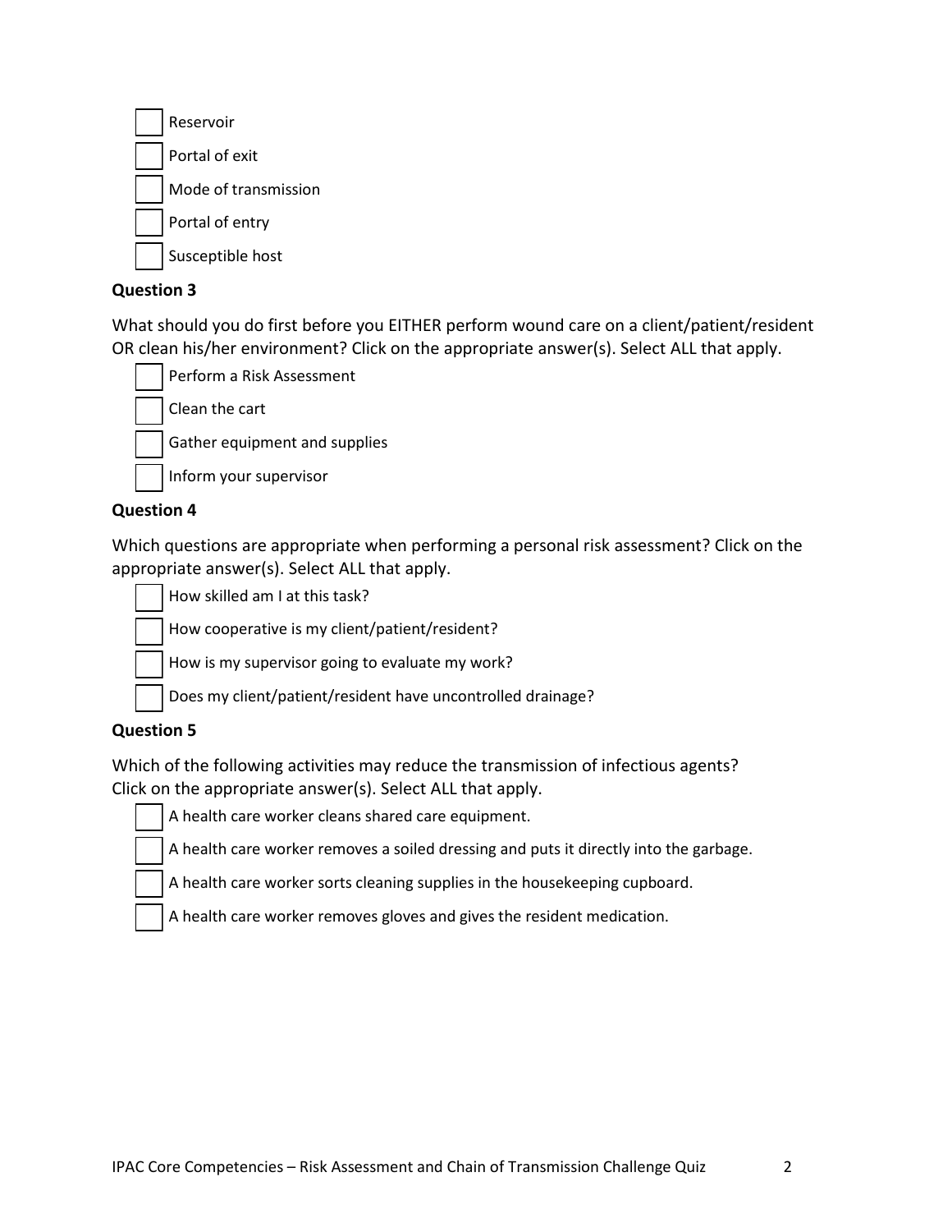- [ ] Reservoir
- [ ] Portal of exit
- [ ] Mode of transmission
- [ ] Portal of entry
- [ ] Susceptible host

### Question 3

What should you do first before you EITHER perform wound care on a client/patient/resident OR clean his/her environment? Click on the appropriate answer(s). Select ALL that apply.

- [ ] Perform a Risk Assessment
- [ ] Clean the cart
- [ ] Gather equipment and supplies
- [ ] Inform your supervisor

### Question 4

Which questions are appropriate when performing a personal risk assessment? Click on the appropriate answer(s). Select ALL that apply.

- [ ] How skilled am I at this task?
- [ ] How cooperative is my client/patient/resident?
- [ ] How is my supervisor going to evaluate my work?
- [ ] Does my client/patient/resident have uncontrolled drainage?

### Question 5

Which of the following activities may reduce the transmission of infectious agents? Click on the appropriate answer(s). Select ALL that apply.

- [ ] A health care worker cleans shared care equipment.
- [ ] A health care worker removes a soiled dressing and puts it directly into the garbage.
- [ ] A health care worker sorts cleaning supplies in the housekeeping cupboard.
- [ ] A health care worker removes gloves and gives the resident medication.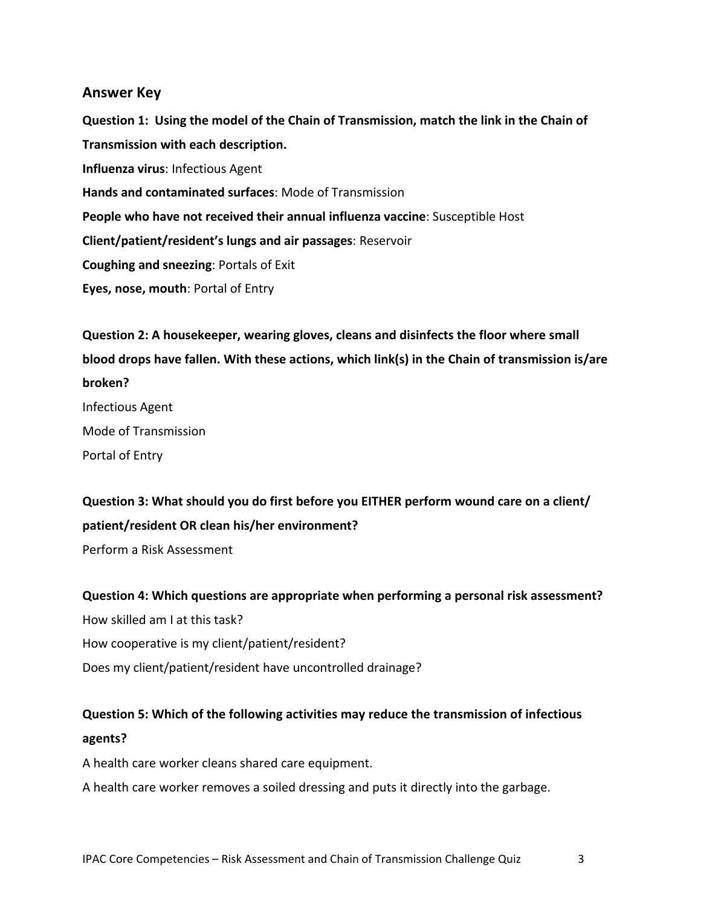## Answer Key

**Question 1: Using the model of the Chain of Transmission, match the link in the Chain of Transmission with each description.**

**Influenza virus**: Infectious Agent

**Hands and contaminated surfaces**: Mode of Transmission

**People who have not received their annual influenza vaccine**: Susceptible Host

**Client/patient/resident's lungs and air passages**: Reservoir

**Coughing and sneezing**: Portals of Exit

**Eyes, nose, mouth**: Portal of Entry

**Question 2: A housekeeper, wearing gloves, cleans and disinfects the floor where small blood drops have fallen. With these actions, which link(s) in the Chain of transmission is/are broken?**

Infectious Agent

Mode of Transmission

Portal of Entry

**Question 3: What should you do first before you EITHER perform wound care on a client/ patient/resident OR clean his/her environment?**

Perform a Risk Assessment

**Question 4: Which questions are appropriate when performing a personal risk assessment?**

How skilled am I at this task?

How cooperative is my client/patient/resident?

Does my client/patient/resident have uncontrolled drainage?

**Question 5: Which of the following activities may reduce the transmission of infectious agents?**

A health care worker cleans shared care equipment.

A health care worker removes a soiled dressing and puts it directly into the garbage.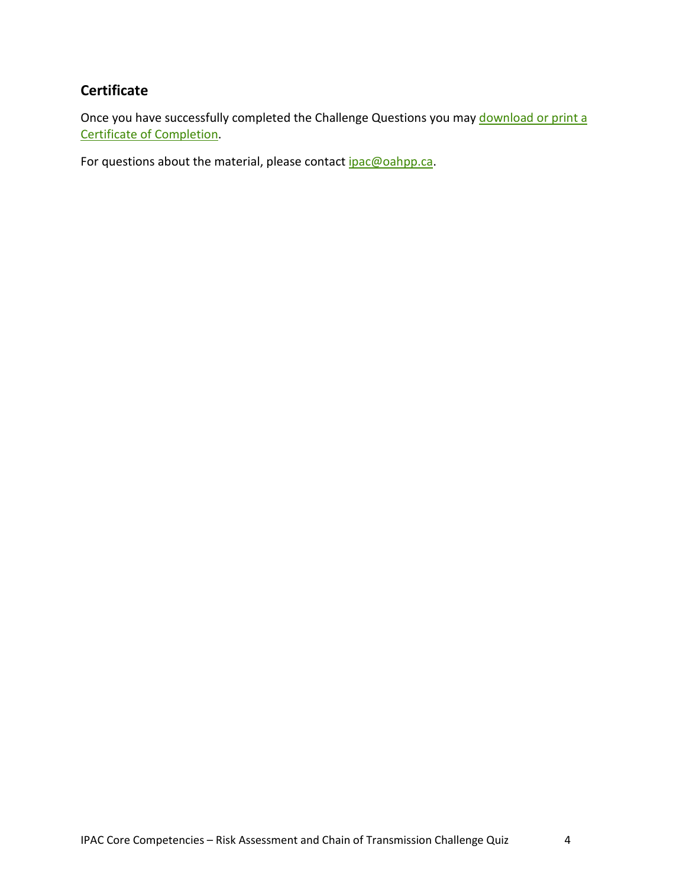## Certificate

Once you have successfully completed the Challenge Questions you may download or print a Certificate of Completion.

For questions about the material, please contact ipac@oahpp.ca.